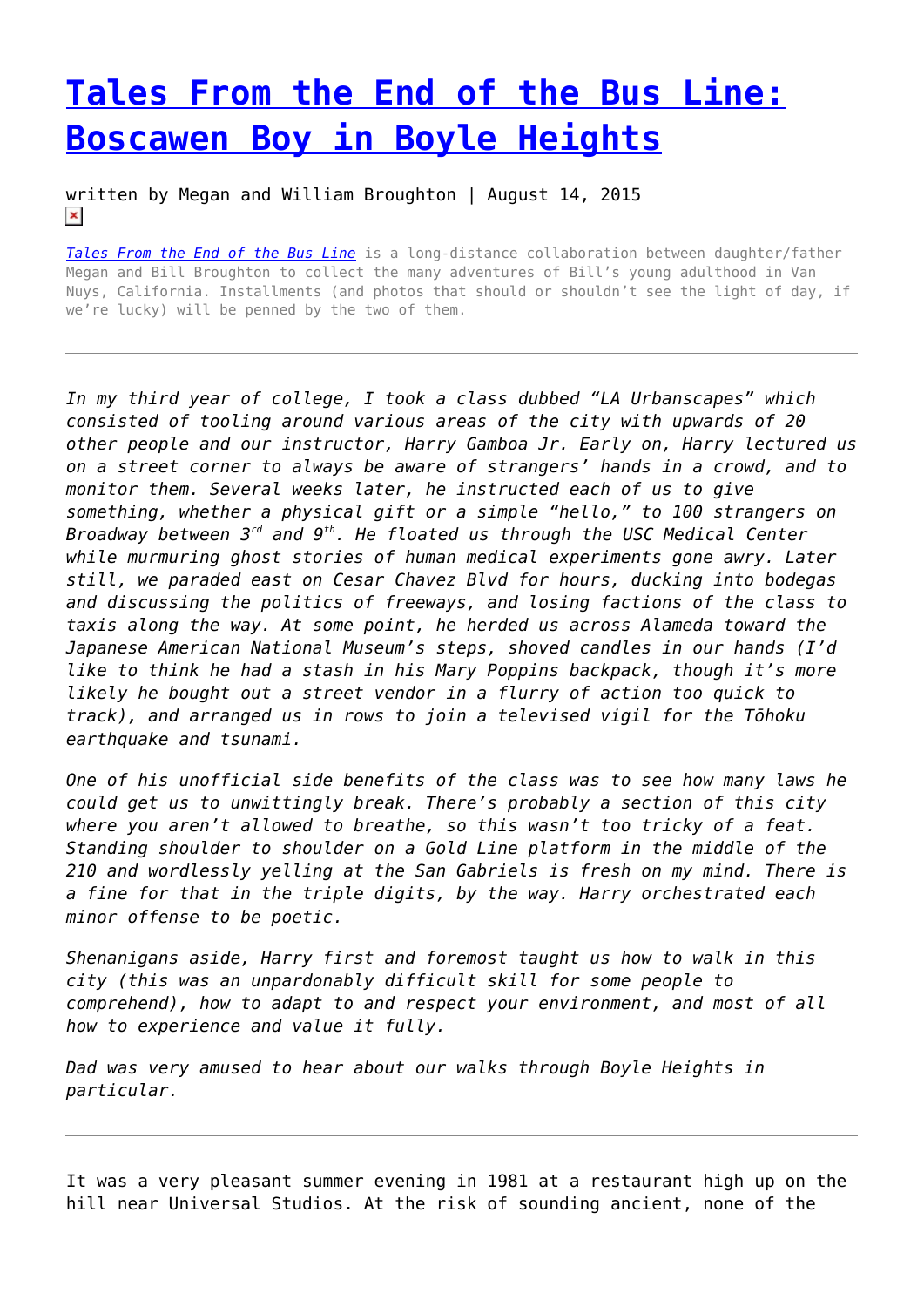# [Tales From the End of the Bus Line: Boscawen Boy in Boyle Heights]()

written by Megan and William Broughton | August 14, 2015

*[Tales From the End of the Bus Line]()* is a long-distance collaboration between daughter/father Megan and Bill Broughton to collect the many adventures of Bill's young adulthood in Van Nuys, California. Installments (and photos that should or shouldn't see the light of day, if we're lucky) will be penned by the two of them.

---

*In my third year of college, I took a class dubbed "LA Urbanscapes" which consisted of tooling around various areas of the city with upwards of 20 other people and our instructor, Harry Gamboa Jr. Early on, Harry lectured us on a street corner to always be aware of strangers' hands in a crowd, and to monitor them. Several weeks later, he instructed each of us to give something, whether a physical gift or a simple "hello," to 100 strangers on Broadway between 3rd and 9th. He floated us through the USC Medical Center while murmuring ghost stories of human medical experiments gone awry. Later still, we paraded east on Cesar Chavez Blvd for hours, ducking into bodegas and discussing the politics of freeways, and losing factions of the class to taxis along the way. At some point, he herded us across Alameda toward the Japanese American National Museum's steps, shoved candles in our hands (I'd like to think he had a stash in his Mary Poppins backpack, though it's more likely he bought out a street vendor in a flurry of action too quick to track), and arranged us in rows to join a televised vigil for the Tōhoku earthquake and tsunami.*

*One of his unofficial side benefits of the class was to see how many laws he could get us to unwittingly break. There's probably a section of this city where you aren't allowed to breathe, so this wasn't too tricky of a feat. Standing shoulder to shoulder on a Gold Line platform in the middle of the 210 and wordlessly yelling at the San Gabriels is fresh on my mind. There is a fine for that in the triple digits, by the way. Harry orchestrated each minor offense to be poetic.*

*Shenanigans aside, Harry first and foremost taught us how to walk in this city (this was an unpardonably difficult skill for some people to comprehend), how to adapt to and respect your environment, and most of all how to experience and value it fully.*

*Dad was very amused to hear about our walks through Boyle Heights in particular.*

---

It was a very pleasant summer evening in 1981 at a restaurant high up on the hill near Universal Studios. At the risk of sounding ancient, none of the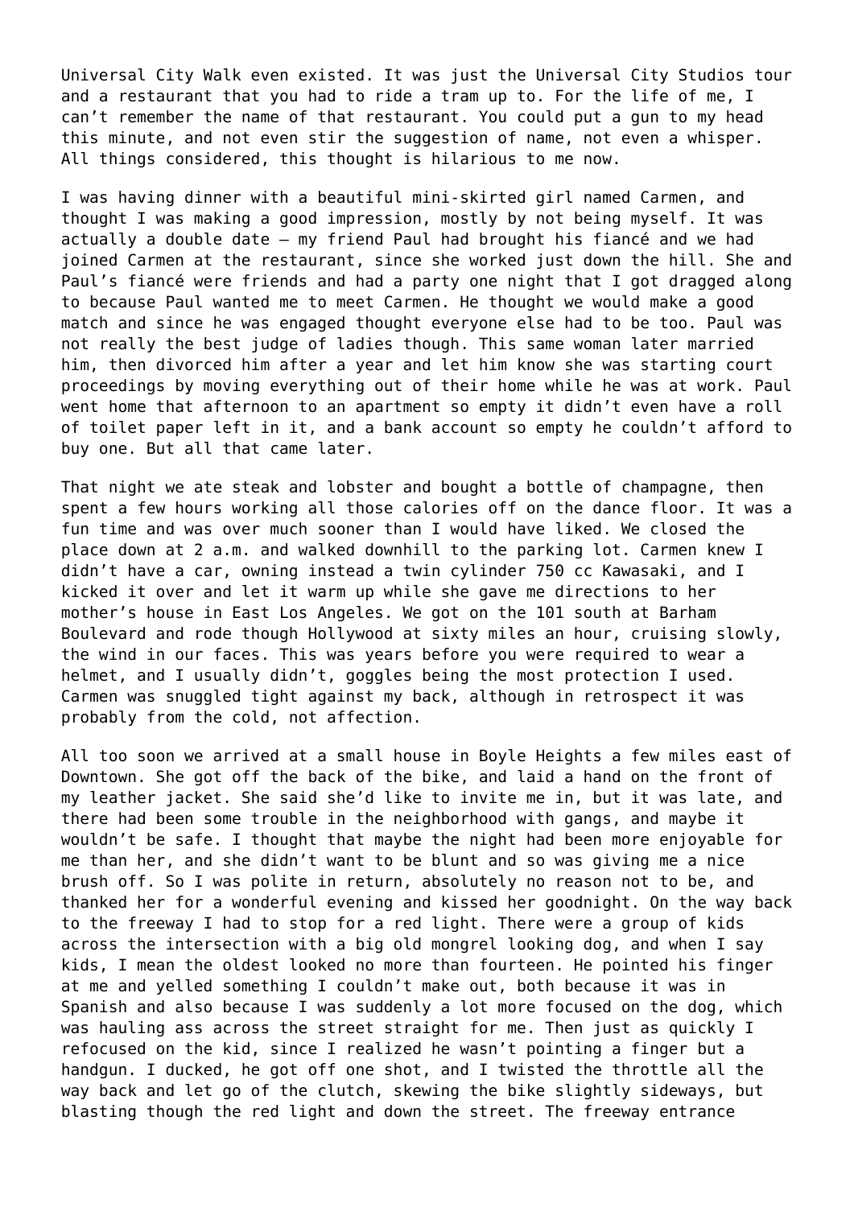Universal City Walk even existed. It was just the Universal City Studios tour and a restaurant that you had to ride a tram up to. For the life of me, I can't remember the name of that restaurant. You could put a gun to my head this minute, and not even stir the suggestion of name, not even a whisper. All things considered, this thought is hilarious to me now.

I was having dinner with a beautiful mini-skirted girl named Carmen, and thought I was making a good impression, mostly by not being myself. It was actually a double date – my friend Paul had brought his fiancé and we had joined Carmen at the restaurant, since she worked just down the hill. She and Paul's fiancé were friends and had a party one night that I got dragged along to because Paul wanted me to meet Carmen. He thought we would make a good match and since he was engaged thought everyone else had to be too. Paul was not really the best judge of ladies though. This same woman later married him, then divorced him after a year and let him know she was starting court proceedings by moving everything out of their home while he was at work. Paul went home that afternoon to an apartment so empty it didn't even have a roll of toilet paper left in it, and a bank account so empty he couldn't afford to buy one. But all that came later.

That night we ate steak and lobster and bought a bottle of champagne, then spent a few hours working all those calories off on the dance floor. It was a fun time and was over much sooner than I would have liked. We closed the place down at 2 a.m. and walked downhill to the parking lot. Carmen knew I didn't have a car, owning instead a twin cylinder 750 cc Kawasaki, and I kicked it over and let it warm up while she gave me directions to her mother's house in East Los Angeles. We got on the 101 south at Barham Boulevard and rode though Hollywood at sixty miles an hour, cruising slowly, the wind in our faces. This was years before you were required to wear a helmet, and I usually didn't, goggles being the most protection I used. Carmen was snuggled tight against my back, although in retrospect it was probably from the cold, not affection.

All too soon we arrived at a small house in Boyle Heights a few miles east of Downtown. She got off the back of the bike, and laid a hand on the front of my leather jacket. She said she'd like to invite me in, but it was late, and there had been some trouble in the neighborhood with gangs, and maybe it wouldn't be safe. I thought that maybe the night had been more enjoyable for me than her, and she didn't want to be blunt and so was giving me a nice brush off. So I was polite in return, absolutely no reason not to be, and thanked her for a wonderful evening and kissed her goodnight. On the way back to the freeway I had to stop for a red light. There were a group of kids across the intersection with a big old mongrel looking dog, and when I say kids, I mean the oldest looked no more than fourteen. He pointed his finger at me and yelled something I couldn't make out, both because it was in Spanish and also because I was suddenly a lot more focused on the dog, which was hauling ass across the street straight for me. Then just as quickly I refocused on the kid, since I realized he wasn't pointing a finger but a handgun. I ducked, he got off one shot, and I twisted the throttle all the way back and let go of the clutch, skewing the bike slightly sideways, but blasting though the red light and down the street. The freeway entrance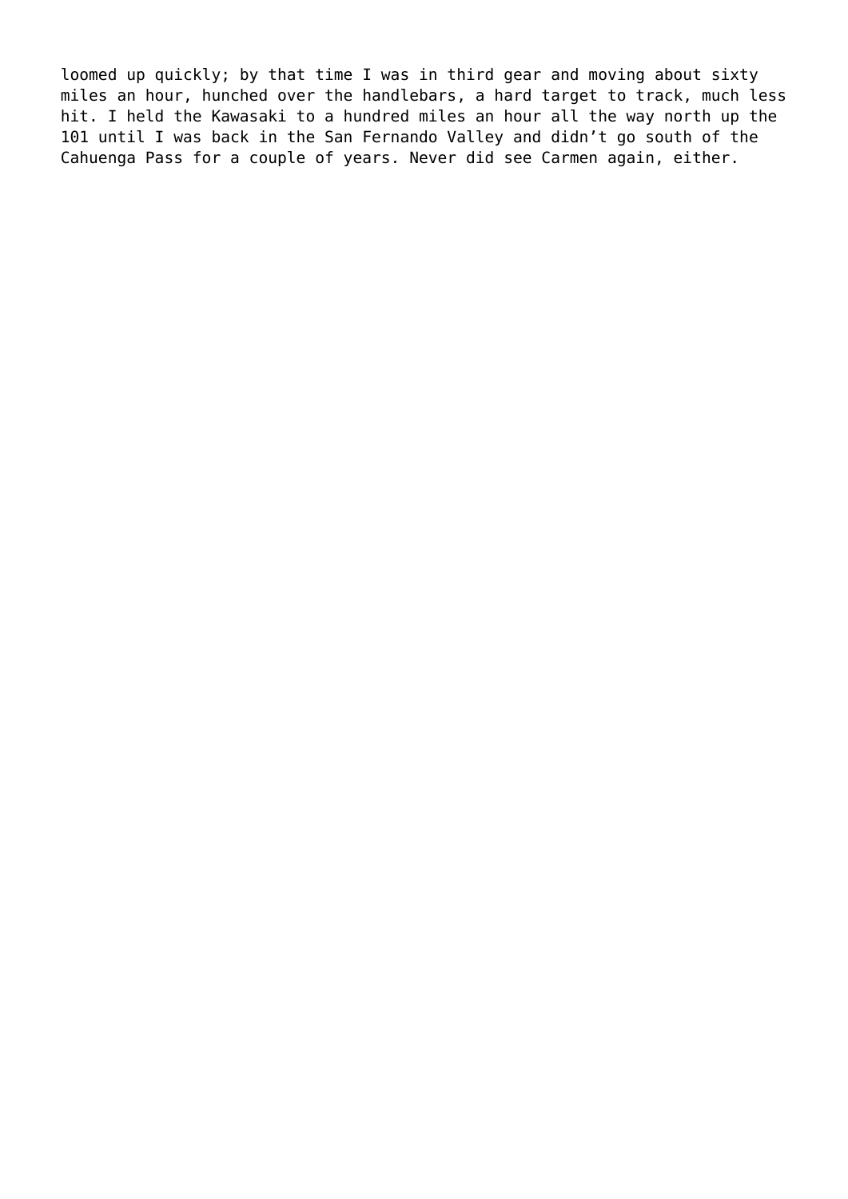loomed up quickly; by that time I was in third gear and moving about sixty miles an hour, hunched over the handlebars, a hard target to track, much less hit. I held the Kawasaki to a hundred miles an hour all the way north up the 101 until I was back in the San Fernando Valley and didn’t go south of the Cahuenga Pass for a couple of years. Never did see Carmen again, either.